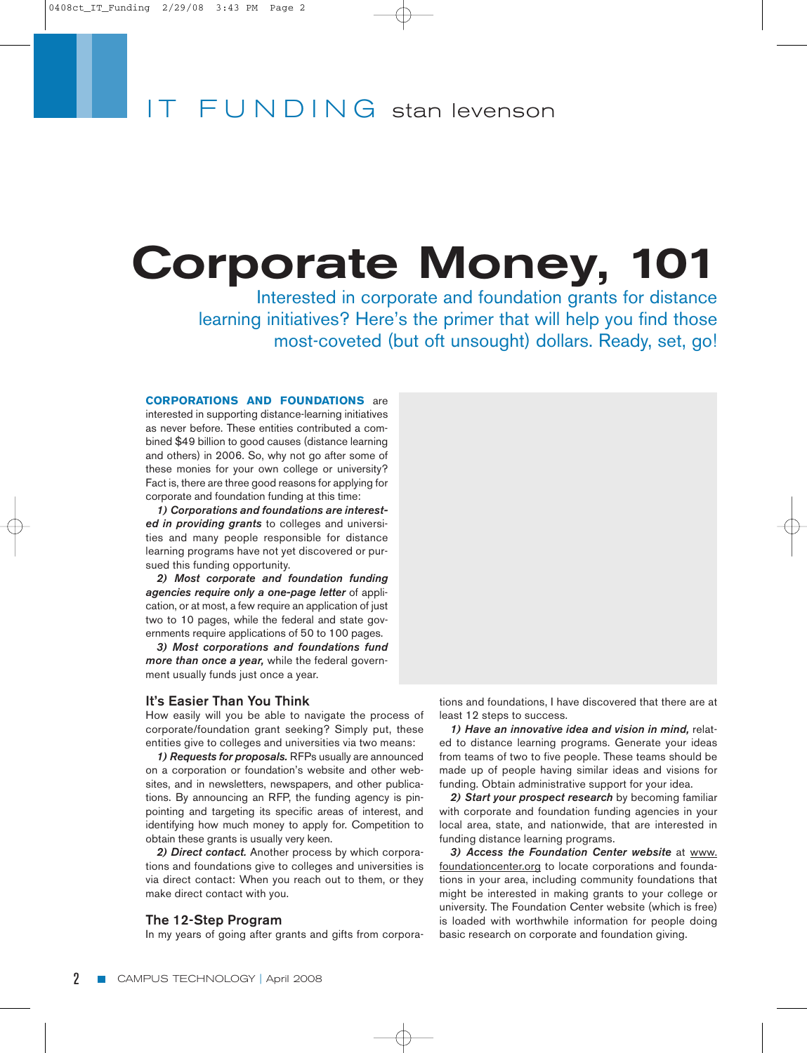IT FUNDING stan levenson

# Corporate Money, 101

Interested in corporate and foundation grants for distance learning initiatives? Here's the primer that will help you find those most-coveted (but oft unsought) dollars. Ready, set, go!

**CORPORATIONS AND FOUNDATIONS** are interested in supporting distance-learning initiatives as never before. These entities contributed a combined $49 billion to good causes (distance learning and others) in 2006. So, why not go after some of these monies for your own college or university? Fact is, there are three good reasons for applying for corporate and foundation funding at this time:

***1) Corporations and foundations are interested in providing grants*** to colleges and universities and many people responsible for distance learning programs have not yet discovered or pursued this funding opportunity.

***2) Most corporate and foundation funding agencies require only a one-page letter*** of application, or at most, a few require an application of just two to 10 pages, while the federal and state governments require applications of 50 to 100 pages.

***3) Most corporations and foundations fund more than once a year,*** while the federal government usually funds just once a year.

### It's Easier Than You Think

How easily will you be able to navigate the process of corporate/foundation grant seeking? Simply put, these entities give to colleges and universities via two means:

***1) Requests for proposals.*** RFPs usually are announced on a corporation or foundation's website and other websites, and in newsletters, newspapers, and other publications. By announcing an RFP, the funding agency is pinpointing and targeting its specific areas of interest, and identifying how much money to apply for. Competition to obtain these grants is usually very keen.

***2) Direct contact.*** Another process by which corporations and foundations give to colleges and universities is via direct contact: When you reach out to them, or they make direct contact with you.

### The 12-Step Program

In my years of going after grants and gifts from corporations and foundations, I have discovered that there are at least 12 steps to success.

***1) Have an innovative idea and vision in mind,*** related to distance learning programs. Generate your ideas from teams of two to five people. These teams should be made up of people having similar ideas and visions for funding. Obtain administrative support for your idea.

***2) Start your prospect research*** by becoming familiar with corporate and foundation funding agencies in your local area, state, and nationwide, that are interested in funding distance learning programs.

***3) Access the Foundation Center website*** at www.foundationcenter.org to locate corporations and foundations in your area, including community foundations that might be interested in making grants to your college or university. The Foundation Center website (which is free) is loaded with worthwhile information for people doing basic research on corporate and foundation giving.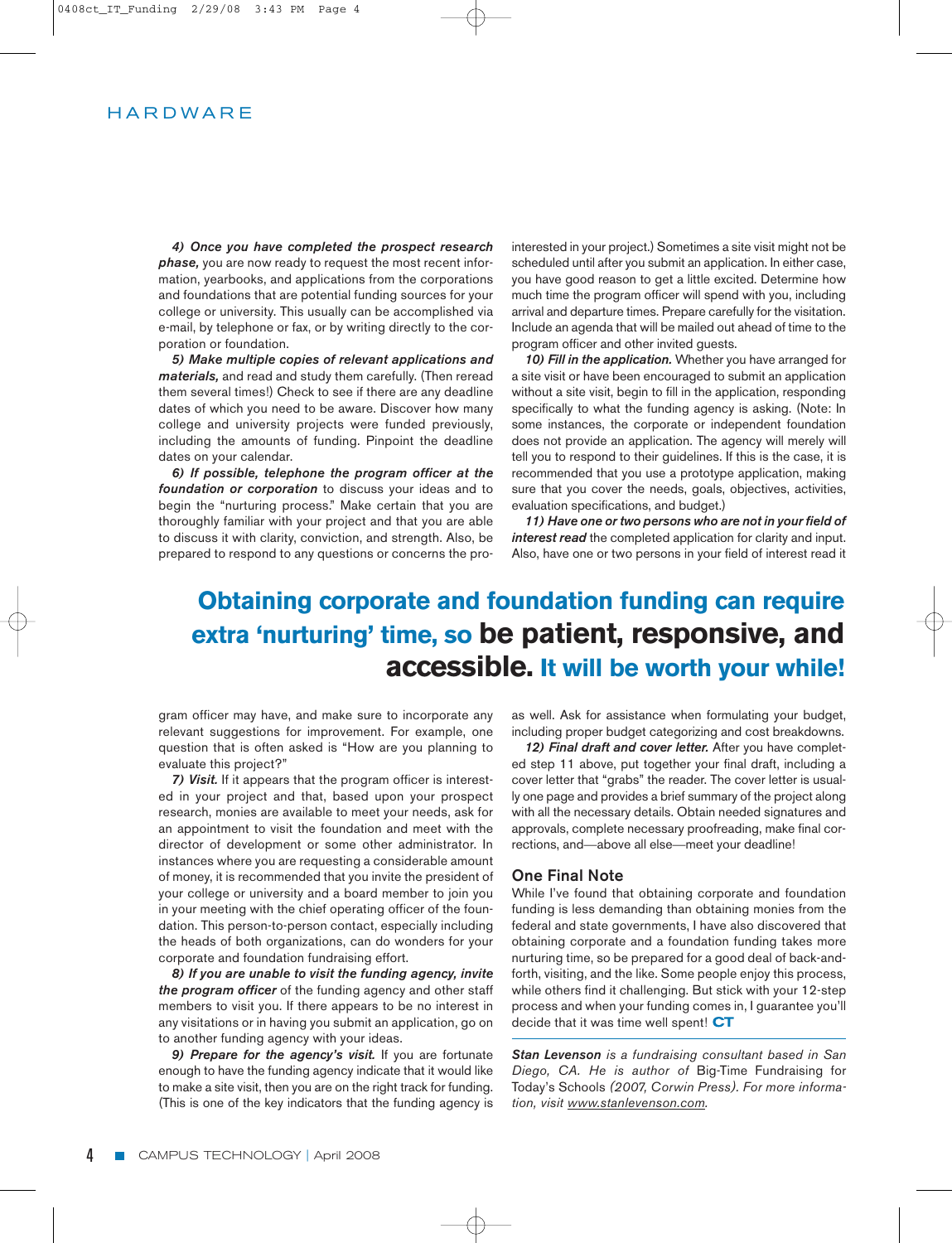**4) Once you have completed the prospect research phase,** you are now ready to request the most recent information, yearbooks, and applications from the corporations and foundations that are potential funding sources for your college or university. This usually can be accomplished via e-mail, by telephone or fax, or by writing directly to the corporation or foundation.

**5) Make multiple copies of relevant applications and materials,** and read and study them carefully. (Then reread them several times!) Check to see if there are any deadline dates of which you need to be aware. Discover how many college and university projects were funded previously, including the amounts of funding. Pinpoint the deadline dates on your calendar.

**6) If possible, telephone the program officer at the foundation or corporation** to discuss your ideas and to begin the "nurturing process." Make certain that you are thoroughly familiar with your project and that you are able to discuss it with clarity, conviction, and strength. Also, be prepared to respond to any questions or concerns the program officer may have, and make sure to incorporate any relevant suggestions for improvement. For example, one question that is often asked is "How are you planning to evaluate this project?"

**7) Visit.** If it appears that the program officer is interested in your project and that, based upon your prospect research, monies are available to meet your needs, ask for an appointment to visit the foundation and meet with the director of development or some other administrator. In instances where you are requesting a considerable amount of money, it is recommended that you invite the president of your college or university and a board member to join you in your meeting with the chief operating officer of the foundation. This person-to-person contact, especially including the heads of both organizations, can do wonders for your corporate and foundation fundraising effort.

**8) If you are unable to visit the funding agency, invite the program officer** of the funding agency and other staff members to visit you. If there appears to be no interest in any visitations or in having you submit an application, go on to another funding agency with your ideas.

**9) Prepare for the agency's visit.** If you are fortunate enough to have the funding agency indicate that it would like to make a site visit, then you are on the right track for funding. (This is one of the key indicators that the funding agency is interested in your project.) Sometimes a site visit might not be scheduled until after you submit an application. In either case, you have good reason to get a little excited. Determine how much time the program officer will spend with you, including arrival and departure times. Prepare carefully for the visitation. Include an agenda that will be mailed out ahead of time to the program officer and other invited guests.

**10) Fill in the application.** Whether you have arranged for a site visit or have been encouraged to submit an application without a site visit, begin to fill in the application, responding specifically to what the funding agency is asking. (Note: In some instances, the corporate or independent foundation does not provide an application. The agency will merely will tell you to respond to their guidelines. If this is the case, it is recommended that you use a prototype application, making sure that you cover the needs, goals, objectives, activities, evaluation specifications, and budget.)

**11) Have one or two persons who are not in your field of interest read** the completed application for clarity and input. Also, have one or two persons in your field of interest read it as well. Ask for assistance when formulating your budget, including proper budget categorizing and cost breakdowns.

**12) Final draft and cover letter.** After you have completed step 11 above, put together your final draft, including a cover letter that "grabs" the reader. The cover letter is usually one page and provides a brief summary of the project along with all the necessary details. Obtain needed signatures and approvals, complete necessary proofreading, make final corrections, and—above all else—meet your deadline!

> **Obtaining corporate and foundation funding can require extra 'nurturing' time, so be patient, responsive, and accessible. It will be worth your while!**

## One Final Note

While I've found that obtaining corporate and foundation funding is less demanding than obtaining monies from the federal and state governments, I have also discovered that obtaining corporate and a foundation funding takes more nurturing time, so be prepared for a good deal of back-and-forth, visiting, and the like. Some people enjoy this process, while others find it challenging. But stick with your 12-step process and when your funding comes in, I guarantee you'll decide that it was time well spent! **CT**

---

***Stan Levenson*** *is a fundraising consultant based in San Diego, CA. He is author of* Big-Time Fundraising for Today's Schools *(2007, Corwin Press). For more information, visit www.stanlevenson.com.*